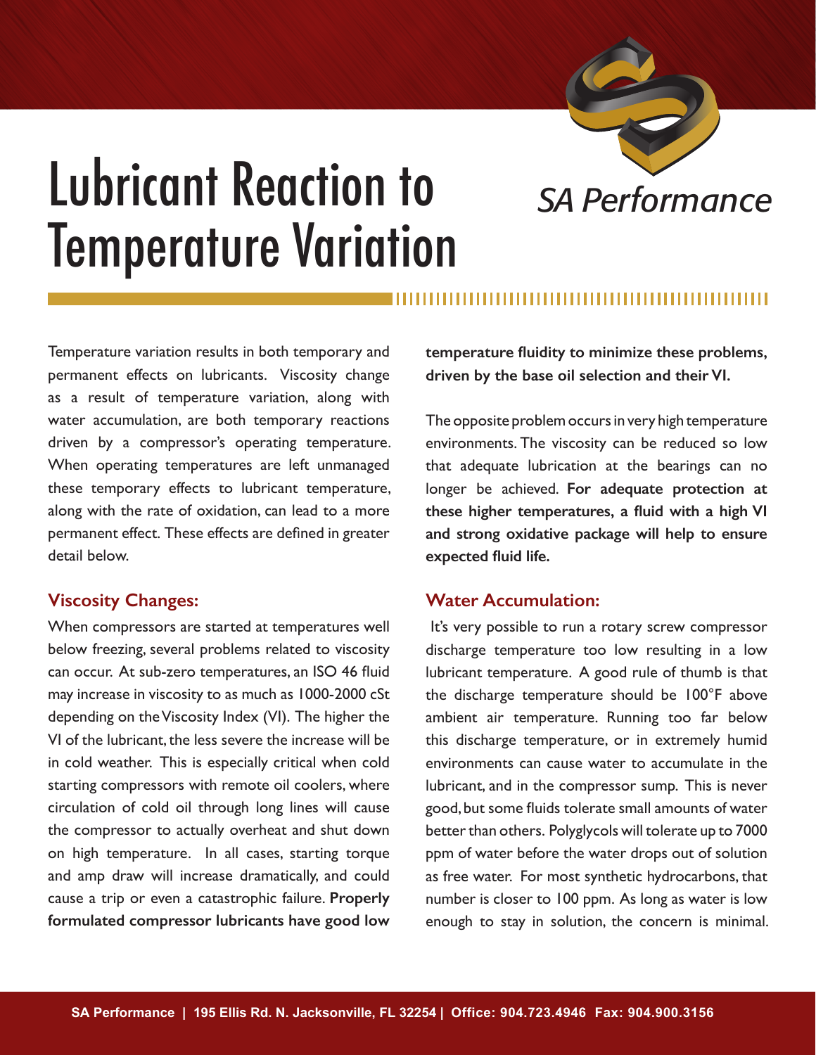# Lubricant Reaction to Temperature Variation

SA Performance

Temperature variation results in both temporary and permanent effects on lubricants. Viscosity change as a result of temperature variation, along with water accumulation, are both temporary reactions driven by a compressor's operating temperature. When operating temperatures are left unmanaged these temporary effects to lubricant temperature, along with the rate of oxidation, can lead to a more permanent effect. These effects are defined in greater detail below.

## Viscosity Changes:

When compressors are started at temperatures well below freezing, several problems related to viscosity can occur. At sub-zero temperatures, an ISO 46 fluid may increase in viscosity to as much as 1000-2000 cSt depending on the Viscosity Index (VI). The higher the VI of the lubricant, the less severe the increase will be in cold weather. This is especially critical when cold starting compressors with remote oil coolers, where circulation of cold oil through long lines will cause the compressor to actually overheat and shut down on high temperature. In all cases, starting torque and amp draw will increase dramatically, and could cause a trip or even a catastrophic failure. **Properly formulated compressor lubricants have good low temperature fluidity to minimize these problems, driven by the base oil selection and their VI.**

The opposite problem occurs in very high temperature environments. The viscosity can be reduced so low that adequate lubrication at the bearings can no longer be achieved. **For adequate protection at these higher temperatures, a fluid with a high VI and strong oxidative package will help to ensure expected fluid life.**

## Water Accumulation:

It's very possible to run a rotary screw compressor discharge temperature too low resulting in a low lubricant temperature. A good rule of thumb is that the discharge temperature should be 100°F above ambient air temperature. Running too far below this discharge temperature, or in extremely humid environments can cause water to accumulate in the lubricant, and in the compressor sump. This is never good, but some fluids tolerate small amounts of water better than others. Polyglycols will tolerate up to 7000 ppm of water before the water drops out of solution as free water. For most synthetic hydrocarbons, that number is closer to 100 ppm. As long as water is low enough to stay in solution, the concern is minimal.

SA Performance | 195 Ellis Rd. N. Jacksonville, FL 32254 | Office: 904.723.4946 Fax: 904.900.3156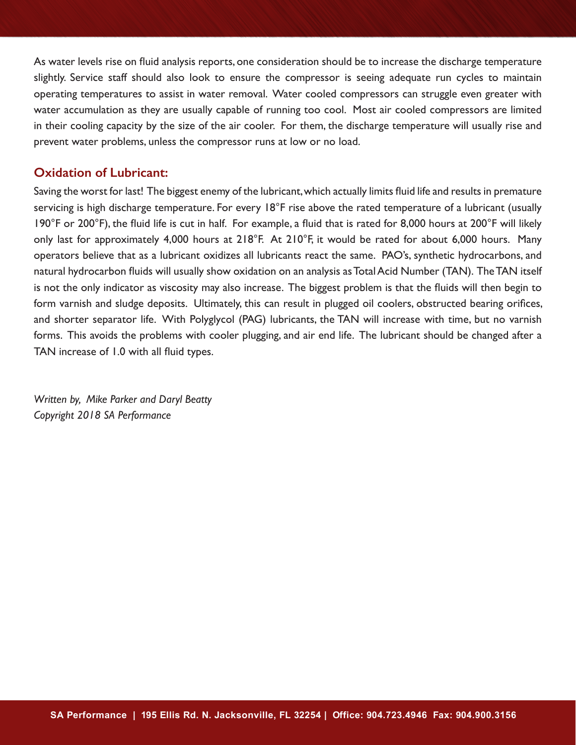As water levels rise on fluid analysis reports, one consideration should be to increase the discharge temperature slightly. Service staff should also look to ensure the compressor is seeing adequate run cycles to maintain operating temperatures to assist in water removal. Water cooled compressors can struggle even greater with water accumulation as they are usually capable of running too cool. Most air cooled compressors are limited in their cooling capacity by the size of the air cooler. For them, the discharge temperature will usually rise and prevent water problems, unless the compressor runs at low or no load.

## Oxidation of Lubricant:

Saving the worst for last! The biggest enemy of the lubricant, which actually limits fluid life and results in premature servicing is high discharge temperature. For every 18°F rise above the rated temperature of a lubricant (usually 190°F or 200°F), the fluid life is cut in half. For example, a fluid that is rated for 8,000 hours at 200°F will likely only last for approximately 4,000 hours at 218°F. At 210°F, it would be rated for about 6,000 hours. Many operators believe that as a lubricant oxidizes all lubricants react the same. PAO's, synthetic hydrocarbons, and natural hydrocarbon fluids will usually show oxidation on an analysis as Total Acid Number (TAN). The TAN itself is not the only indicator as viscosity may also increase. The biggest problem is that the fluids will then begin to form varnish and sludge deposits. Ultimately, this can result in plugged oil coolers, obstructed bearing orifices, and shorter separator life. With Polyglycol (PAG) lubricants, the TAN will increase with time, but no varnish forms. This avoids the problems with cooler plugging, and air end life. The lubricant should be changed after a TAN increase of 1.0 with all fluid types.

*Written by, Mike Parker and Daryl Beatty*
*Copyright 2018 SA Performance*

**SA Performance | 195 Ellis Rd. N. Jacksonville, FL 32254 | Office: 904.723.4946 Fax: 904.900.3156**